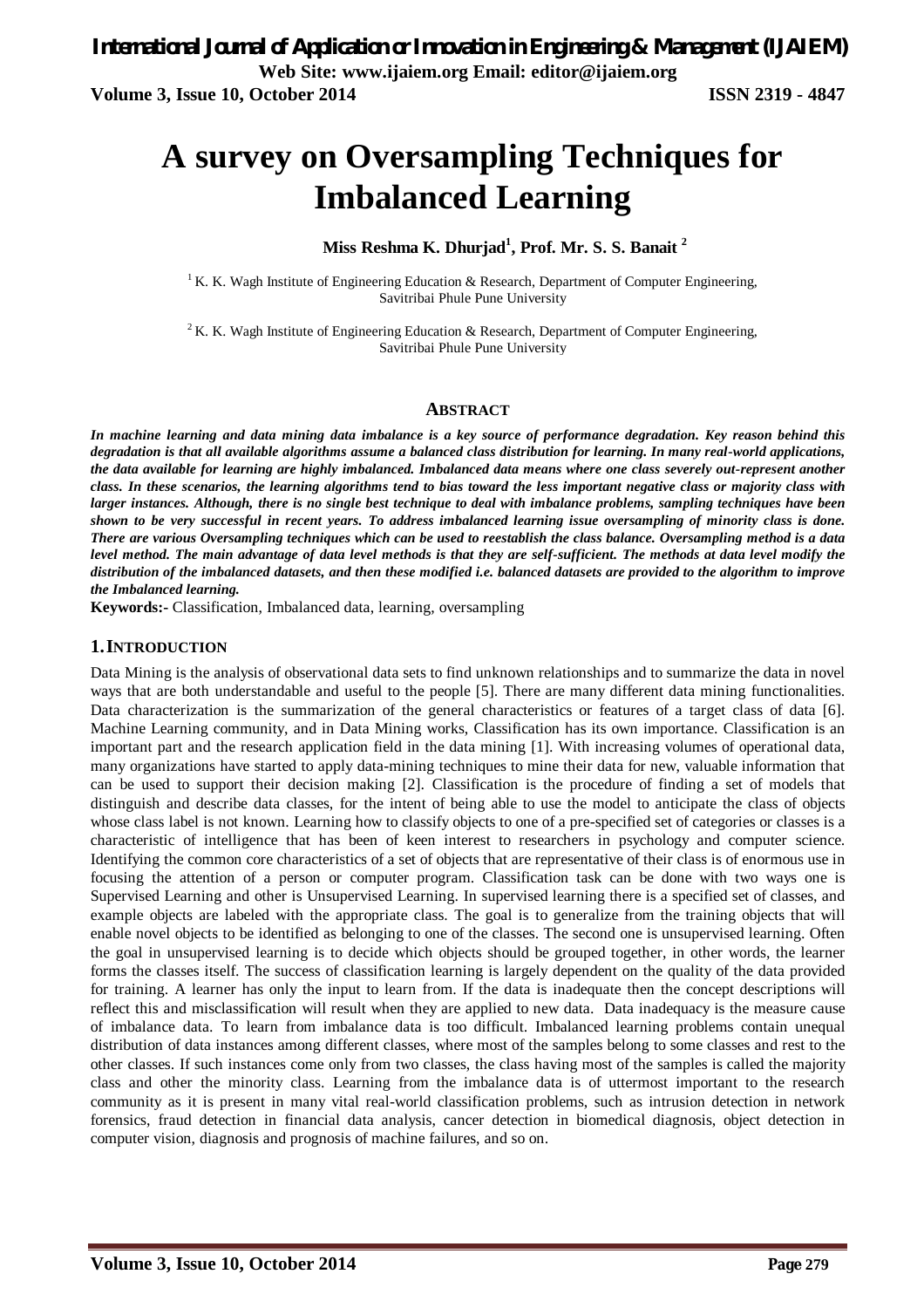# A survey on Oversampling Techniques for Imbalanced Learning

**Miss Reshma K. Dhurjad[1], Prof. Mr. S. S. Banait [2]**

[1] K. K. Wagh Institute of Engineering Education & Research, Department of Computer Engineering, Savitribai Phule Pune University

[2] K. K. Wagh Institute of Engineering Education & Research, Department of Computer Engineering, Savitribai Phule Pune University

## ABSTRACT

***In machine learning and data mining data imbalance is a key source of performance degradation. Key reason behind this degradation is that all available algorithms assume a balanced class distribution for learning. In many real-world applications, the data available for learning are highly imbalanced. Imbalanced data means where one class severely out-represent another class. In these scenarios, the learning algorithms tend to bias toward the less important negative class or majority class with larger instances. Although, there is no single best technique to deal with imbalance problems, sampling techniques have been shown to be very successful in recent years. To address imbalanced learning issue oversampling of minority class is done. There are various Oversampling techniques which can be used to reestablish the class balance. Oversampling method is a data level method. The main advantage of data level methods is that they are self-sufficient. The methods at data level modify the distribution of the imbalanced datasets, and then these modified i.e. balanced datasets are provided to the algorithm to improve the Imbalanced learning.***

**Keywords:-** Classification, Imbalanced data, learning, oversampling

## 1. INTRODUCTION

Data Mining is the analysis of observational data sets to find unknown relationships and to summarize the data in novel ways that are both understandable and useful to the people [5]. There are many different data mining functionalities. Data characterization is the summarization of the general characteristics or features of a target class of data [6]. Machine Learning community, and in Data Mining works, Classification has its own importance. Classification is an important part and the research application field in the data mining [1]. With increasing volumes of operational data, many organizations have started to apply data-mining techniques to mine their data for new, valuable information that can be used to support their decision making [2]. Classification is the procedure of finding a set of models that distinguish and describe data classes, for the intent of being able to use the model to anticipate the class of objects whose class label is not known. Learning how to classify objects to one of a pre-specified set of categories or classes is a characteristic of intelligence that has been of keen interest to researchers in psychology and computer science. Identifying the common core characteristics of a set of objects that are representative of their class is of enormous use in focusing the attention of a person or computer program. Classification task can be done with two ways one is Supervised Learning and other is Unsupervised Learning. In supervised learning there is a specified set of classes, and example objects are labeled with the appropriate class. The goal is to generalize from the training objects that will enable novel objects to be identified as belonging to one of the classes. The second one is unsupervised learning. Often the goal in unsupervised learning is to decide which objects should be grouped together, in other words, the learner forms the classes itself. The success of classification learning is largely dependent on the quality of the data provided for training. A learner has only the input to learn from. If the data is inadequate then the concept descriptions will reflect this and misclassification will result when they are applied to new data. Data inadequacy is the measure cause of imbalance data. To learn from imbalance data is too difficult. Imbalanced learning problems contain unequal distribution of data instances among different classes, where most of the samples belong to some classes and rest to the other classes. If such instances come only from two classes, the class having most of the samples is called the majority class and other the minority class. Learning from the imbalance data is of uttermost important to the research community as it is present in many vital real-world classification problems, such as intrusion detection in network forensics, fraud detection in financial data analysis, cancer detection in biomedical diagnosis, object detection in computer vision, diagnosis and prognosis of machine failures, and so on.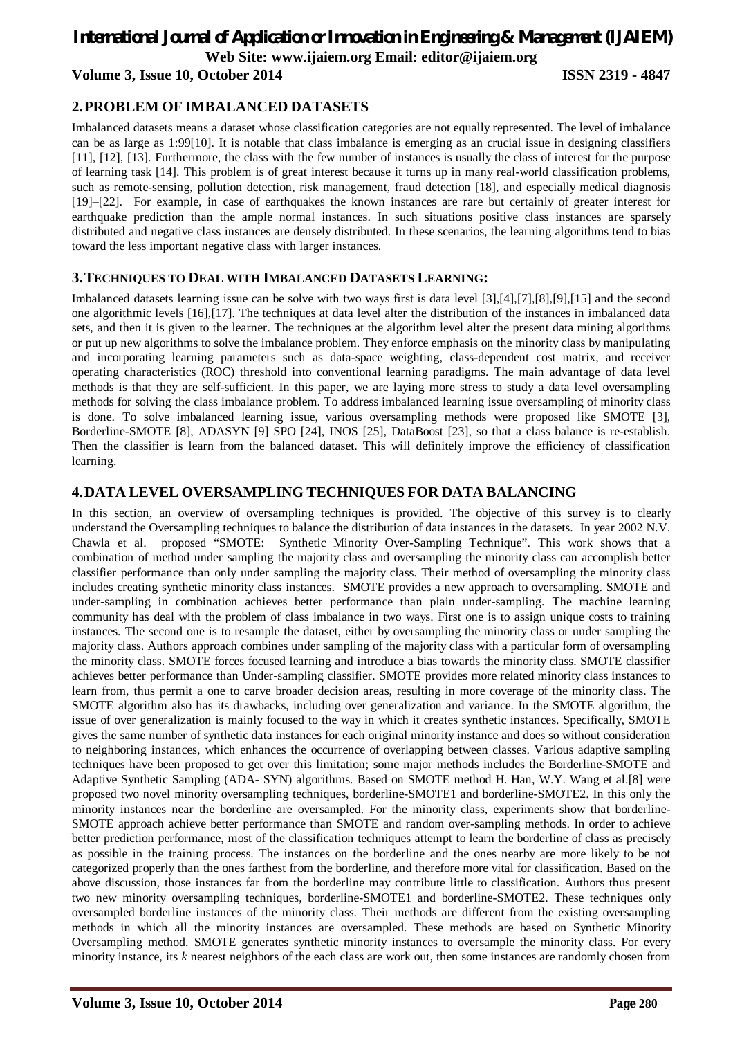## 2. PROBLEM OF IMBALANCED DATASETS

Imbalanced datasets means a dataset whose classification categories are not equally represented. The level of imbalance can be as large as 1:99[10]. It is notable that class imbalance is emerging as an crucial issue in designing classifiers [11], [12], [13]. Furthermore, the class with the few number of instances is usually the class of interest for the purpose of learning task [14]. This problem is of great interest because it turns up in many real-world classification problems, such as remote-sensing, pollution detection, risk management, fraud detection [18], and especially medical diagnosis [19]–[22]. For example, in case of earthquakes the known instances are rare but certainly of greater interest for earthquake prediction than the ample normal instances. In such situations positive class instances are sparsely distributed and negative class instances are densely distributed. In these scenarios, the learning algorithms tend to bias toward the less important negative class with larger instances.

## 3. TECHNIQUES TO DEAL WITH IMBALANCED DATASETS LEARNING:

Imbalanced datasets learning issue can be solve with two ways first is data level [3],[4],[7],[8],[9],[15] and the second one algorithmic levels [16],[17]. The techniques at data level alter the distribution of the instances in imbalanced data sets, and then it is given to the learner. The techniques at the algorithm level alter the present data mining algorithms or put up new algorithms to solve the imbalance problem. They enforce emphasis on the minority class by manipulating and incorporating learning parameters such as data-space weighting, class-dependent cost matrix, and receiver operating characteristics (ROC) threshold into conventional learning paradigms. The main advantage of data level methods is that they are self-sufficient. In this paper, we are laying more stress to study a data level oversampling methods for solving the class imbalance problem. To address imbalanced learning issue oversampling of minority class is done. To solve imbalanced learning issue, various oversampling methods were proposed like SMOTE [3], Borderline-SMOTE [8], ADASYN [9] SPO [24], INOS [25], DataBoost [23], so that a class balance is re-establish. Then the classifier is learn from the balanced dataset. This will definitely improve the efficiency of classification learning.

## 4. DATA LEVEL OVERSAMPLING TECHNIQUES FOR DATA BALANCING

In this section, an overview of oversampling techniques is provided. The objective of this survey is to clearly understand the Oversampling techniques to balance the distribution of data instances in the datasets. In year 2002 N.V. Chawla et al. proposed "SMOTE: Synthetic Minority Over-Sampling Technique". This work shows that a combination of method under sampling the majority class and oversampling the minority class can accomplish better classifier performance than only under sampling the majority class. Their method of oversampling the minority class includes creating synthetic minority class instances. SMOTE provides a new approach to oversampling. SMOTE and under-sampling in combination achieves better performance than plain under-sampling. The machine learning community has deal with the problem of class imbalance in two ways. First one is to assign unique costs to training instances. The second one is to resample the dataset, either by oversampling the minority class or under sampling the majority class. Authors approach combines under sampling of the majority class with a particular form of oversampling the minority class. SMOTE forces focused learning and introduce a bias towards the minority class. SMOTE classifier achieves better performance than Under-sampling classifier. SMOTE provides more related minority class instances to learn from, thus permit a one to carve broader decision areas, resulting in more coverage of the minority class. The SMOTE algorithm also has its drawbacks, including over generalization and variance. In the SMOTE algorithm, the issue of over generalization is mainly focused to the way in which it creates synthetic instances. Specifically, SMOTE gives the same number of synthetic data instances for each original minority instance and does so without consideration to neighboring instances, which enhances the occurrence of overlapping between classes. Various adaptive sampling techniques have been proposed to get over this limitation; some major methods includes the Borderline-SMOTE and Adaptive Synthetic Sampling (ADA- SYN) algorithms. Based on SMOTE method H. Han, W.Y. Wang et al.[8] were proposed two novel minority oversampling techniques, borderline-SMOTE1 and borderline-SMOTE2. In this only the minority instances near the borderline are oversampled. For the minority class, experiments show that borderline-SMOTE approach achieve better performance than SMOTE and random over-sampling methods. In order to achieve better prediction performance, most of the classification techniques attempt to learn the borderline of class as precisely as possible in the training process. The instances on the borderline and the ones nearby are more likely to be not categorized properly than the ones farthest from the borderline, and therefore more vital for classification. Based on the above discussion, those instances far from the borderline may contribute little to classification. Authors thus present two new minority oversampling techniques, borderline-SMOTE1 and borderline-SMOTE2. These techniques only oversampled borderline instances of the minority class. Their methods are different from the existing oversampling methods in which all the minority instances are oversampled. These methods are based on Synthetic Minority Oversampling method. SMOTE generates synthetic minority instances to oversample the minority class. For every minority instance, its *k* nearest neighbors of the each class are work out, then some instances are randomly chosen from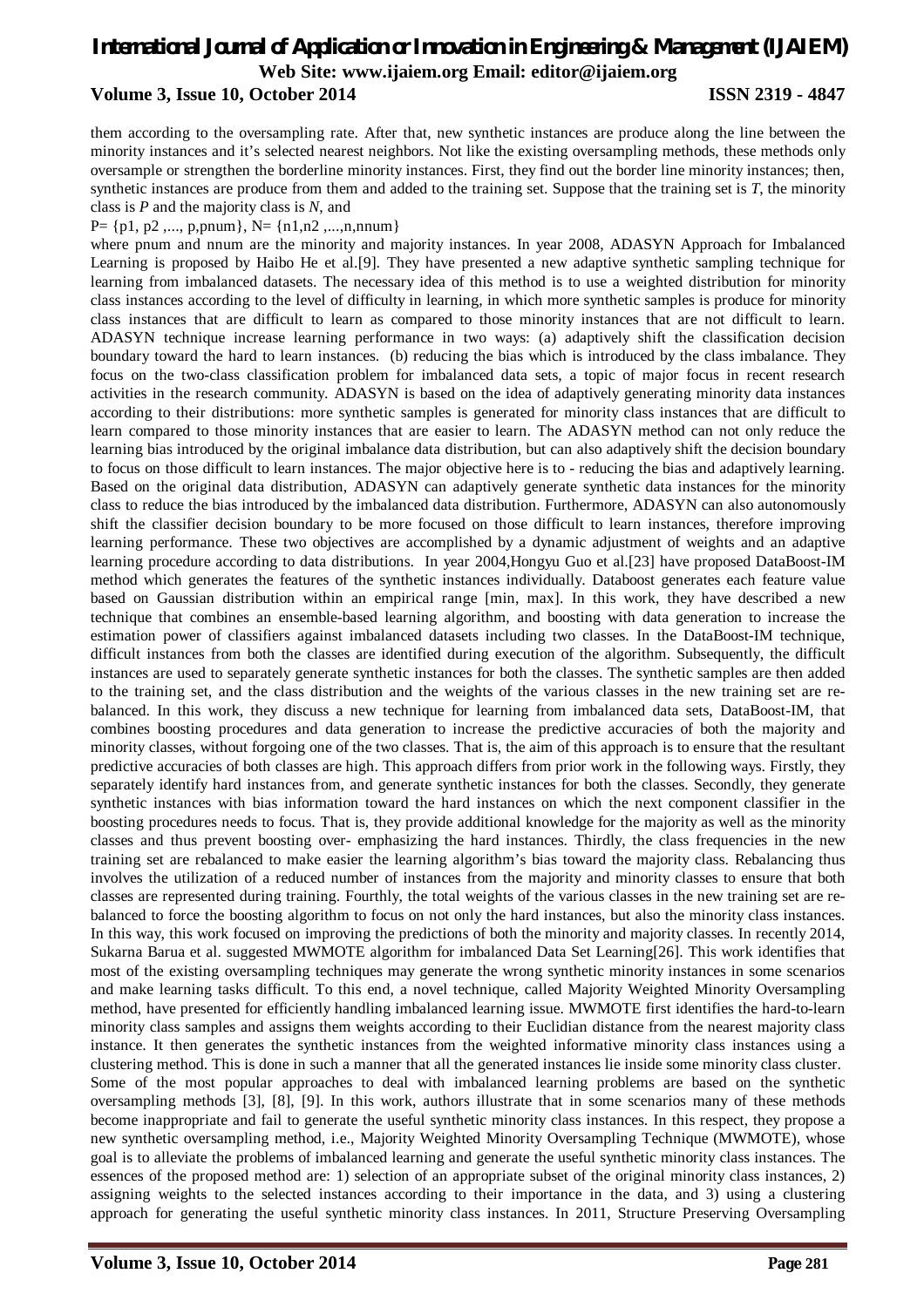them according to the oversampling rate. After that, new synthetic instances are produce along the line between the minority instances and it's selected nearest neighbors. Not like the existing oversampling methods, these methods only oversample or strengthen the borderline minority instances. First, they find out the border line minority instances; then, synthetic instances are produce from them and added to the training set. Suppose that the training set is *T*, the minority class is *P* and the majority class is *N*, and

P= {p1, p2 ,..., p,pnum}, N= {n1,n2 ,...,n,nnum}

where pnum and nnum are the minority and majority instances. In year 2008, ADASYN Approach for Imbalanced Learning is proposed by Haibo He et al.[9]. They have presented a new adaptive synthetic sampling technique for learning from imbalanced datasets. The necessary idea of this method is to use a weighted distribution for minority class instances according to the level of difficulty in learning, in which more synthetic samples is produce for minority class instances that are difficult to learn as compared to those minority instances that are not difficult to learn. ADASYN technique increase learning performance in two ways: (a) adaptively shift the classification decision boundary toward the hard to learn instances. (b) reducing the bias which is introduced by the class imbalance. They focus on the two-class classification problem for imbalanced data sets, a topic of major focus in recent research activities in the research community. ADASYN is based on the idea of adaptively generating minority data instances according to their distributions: more synthetic samples is generated for minority class instances that are difficult to learn compared to those minority instances that are easier to learn. The ADASYN method can not only reduce the learning bias introduced by the original imbalance data distribution, but can also adaptively shift the decision boundary to focus on those difficult to learn instances. The major objective here is to - reducing the bias and adaptively learning. Based on the original data distribution, ADASYN can adaptively generate synthetic data instances for the minority class to reduce the bias introduced by the imbalanced data distribution. Furthermore, ADASYN can also autonomously shift the classifier decision boundary to be more focused on those difficult to learn instances, therefore improving learning performance. These two objectives are accomplished by a dynamic adjustment of weights and an adaptive learning procedure according to data distributions. In year 2004,Hongyu Guo et al.[23] have proposed DataBoost-IM method which generates the features of the synthetic instances individually. Databoost generates each feature value based on Gaussian distribution within an empirical range [min, max]. In this work, they have described a new technique that combines an ensemble-based learning algorithm, and boosting with data generation to increase the estimation power of classifiers against imbalanced datasets including two classes. In the DataBoost-IM technique, difficult instances from both the classes are identified during execution of the algorithm. Subsequently, the difficult instances are used to separately generate synthetic instances for both the classes. The synthetic samples are then added to the training set, and the class distribution and the weights of the various classes in the new training set are re-balanced. In this work, they discuss a new technique for learning from imbalanced data sets, DataBoost-IM, that combines boosting procedures and data generation to increase the predictive accuracies of both the majority and minority classes, without forgoing one of the two classes. That is, the aim of this approach is to ensure that the resultant predictive accuracies of both classes are high. This approach differs from prior work in the following ways. Firstly, they separately identify hard instances from, and generate synthetic instances for both the classes. Secondly, they generate synthetic instances with bias information toward the hard instances on which the next component classifier in the boosting procedures needs to focus. That is, they provide additional knowledge for the majority as well as the minority classes and thus prevent boosting over- emphasizing the hard instances. Thirdly, the class frequencies in the new training set are rebalanced to make easier the learning algorithm's bias toward the majority class. Rebalancing thus involves the utilization of a reduced number of instances from the majority and minority classes to ensure that both classes are represented during training. Fourthly, the total weights of the various classes in the new training set are re-balanced to force the boosting algorithm to focus on not only the hard instances, but also the minority class instances. In this way, this work focused on improving the predictions of both the minority and majority classes. In recently 2014, Sukarna Barua et al. suggested MWMOTE algorithm for imbalanced Data Set Learning[26]. This work identifies that most of the existing oversampling techniques may generate the wrong synthetic minority instances in some scenarios and make learning tasks difficult. To this end, a novel technique, called Majority Weighted Minority Oversampling method, have presented for efficiently handling imbalanced learning issue. MWMOTE first identifies the hard-to-learn minority class samples and assigns them weights according to their Euclidian distance from the nearest majority class instance. It then generates the synthetic instances from the weighted informative minority class instances using a clustering method. This is done in such a manner that all the generated instances lie inside some minority class cluster.

Some of the most popular approaches to deal with imbalanced learning problems are based on the synthetic oversampling methods [3], [8], [9]. In this work, authors illustrate that in some scenarios many of these methods become inappropriate and fail to generate the useful synthetic minority class instances. In this respect, they propose a new synthetic oversampling method, i.e., Majority Weighted Minority Oversampling Technique (MWMOTE), whose goal is to alleviate the problems of imbalanced learning and generate the useful synthetic minority class instances. The essences of the proposed method are: 1) selection of an appropriate subset of the original minority class instances, 2) assigning weights to the selected instances according to their importance in the data, and 3) using a clustering approach for generating the useful synthetic minority class instances. In 2011, Structure Preserving Oversampling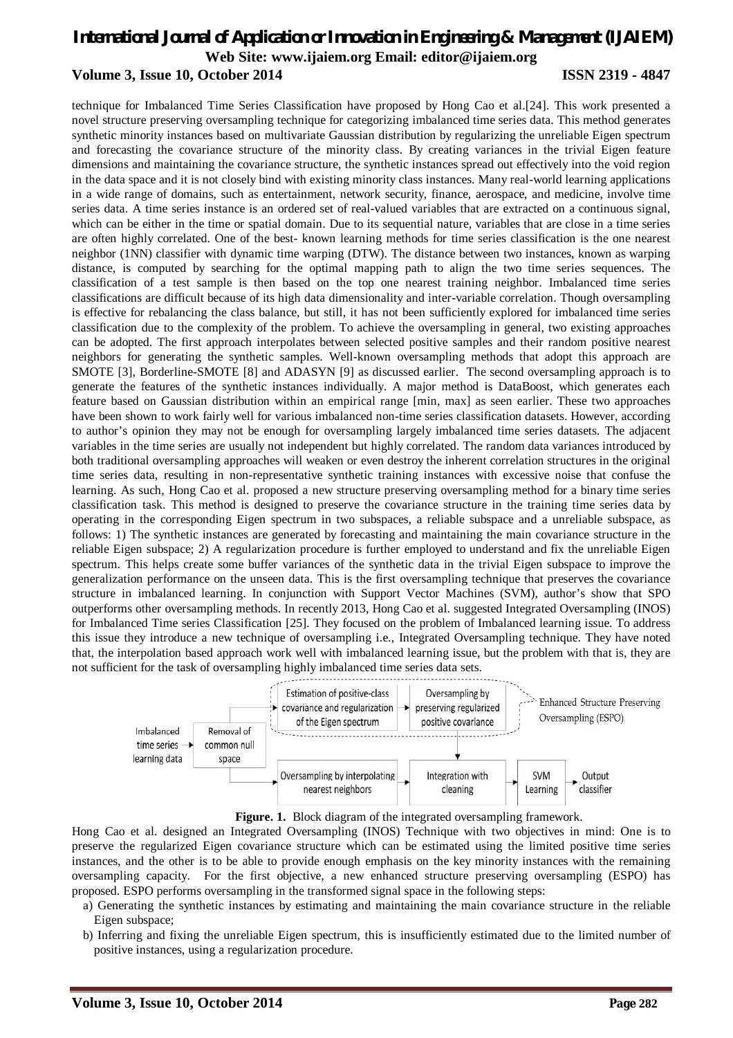technique for Imbalanced Time Series Classification have proposed by Hong Cao et al.[24]. This work presented a novel structure preserving oversampling technique for categorizing imbalanced time series data. This method generates synthetic minority instances based on multivariate Gaussian distribution by regularizing the unreliable Eigen spectrum and forecasting the covariance structure of the minority class. By creating variances in the trivial Eigen feature dimensions and maintaining the covariance structure, the synthetic instances spread out effectively into the void region in the data space and it is not closely bind with existing minority class instances. Many real-world learning applications in a wide range of domains, such as entertainment, network security, finance, aerospace, and medicine, involve time series data. A time series instance is an ordered set of real-valued variables that are extracted on a continuous signal, which can be either in the time or spatial domain. Due to its sequential nature, variables that are close in a time series are often highly correlated. One of the best- known learning methods for time series classification is the one nearest neighbor (1NN) classifier with dynamic time warping (DTW). The distance between two instances, known as warping distance, is computed by searching for the optimal mapping path to align the two time series sequences. The classification of a test sample is then based on the top one nearest training neighbor. Imbalanced time series classifications are difficult because of its high data dimensionality and inter-variable correlation. Though oversampling is effective for rebalancing the class balance, but still, it has not been sufficiently explored for imbalanced time series classification due to the complexity of the problem. To achieve the oversampling in general, two existing approaches can be adopted. The first approach interpolates between selected positive samples and their random positive nearest neighbors for generating the synthetic samples. Well-known oversampling methods that adopt this approach are SMOTE [3], Borderline-SMOTE [8] and ADASYN [9] as discussed earlier. The second oversampling approach is to generate the features of the synthetic instances individually. A major method is DataBoost, which generates each feature based on Gaussian distribution within an empirical range [min, max] as seen earlier. These two approaches have been shown to work fairly well for various imbalanced non-time series classification datasets. However, according to author's opinion they may not be enough for oversampling largely imbalanced time series datasets. The adjacent variables in the time series are usually not independent but highly correlated. The random data variances introduced by both traditional oversampling approaches will weaken or even destroy the inherent correlation structures in the original time series data, resulting in non-representative synthetic training instances with excessive noise that confuse the learning. As such, Hong Cao et al. proposed a new structure preserving oversampling method for a binary time series classification task. This method is designed to preserve the covariance structure in the training time series data by operating in the corresponding Eigen spectrum in two subspaces, a reliable subspace and a unreliable subspace, as follows: 1) The synthetic instances are generated by forecasting and maintaining the main covariance structure in the reliable Eigen subspace; 2) A regularization procedure is further employed to understand and fix the unreliable Eigen spectrum. This helps create some buffer variances of the synthetic data in the trivial Eigen subspace to improve the generalization performance on the unseen data. This is the first oversampling technique that preserves the covariance structure in imbalanced learning. In conjunction with Support Vector Machines (SVM), author's show that SPO outperforms other oversampling methods. In recently 2013, Hong Cao et al. suggested Integrated Oversampling (INOS) for Imbalanced Time series Classification [25]. They focused on the problem of Imbalanced learning issue. To address this issue they introduce a new technique of oversampling i.e., Integrated Oversampling technique. They have noted that, the interpolation based approach work well with imbalanced learning issue, but the problem with that is, they are not sufficient for the task of oversampling highly imbalanced time series data sets.

**Figure. 1.** Block diagram of the integrated oversampling framework.

Hong Cao et al. designed an Integrated Oversampling (INOS) Technique with two objectives in mind: One is to preserve the regularized Eigen covariance structure which can be estimated using the limited positive time series instances, and the other is to be able to provide enough emphasis on the key minority instances with the remaining oversampling capacity. For the first objective, a new enhanced structure preserving oversampling (ESPO) has proposed. ESPO performs oversampling in the transformed signal space in the following steps:

a) Generating the synthetic instances by estimating and maintaining the main covariance structure in the reliable Eigen subspace;
b) Inferring and fixing the unreliable Eigen spectrum, this is insufficiently estimated due to the limited number of positive instances, using a regularization procedure.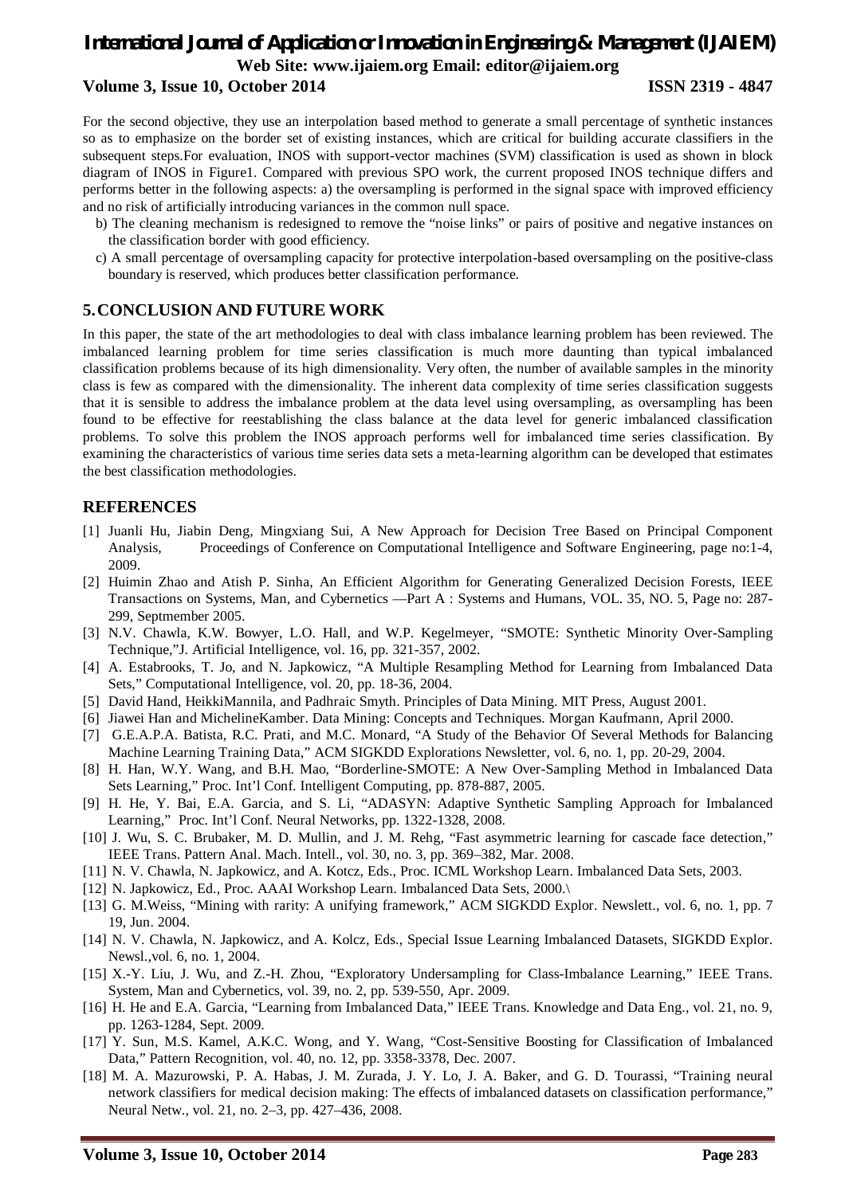For the second objective, they use an interpolation based method to generate a small percentage of synthetic instances so as to emphasize on the border set of existing instances, which are critical for building accurate classifiers in the subsequent steps.For evaluation, INOS with support-vector machines (SVM) classification is used as shown in block diagram of INOS in Figure1. Compared with previous SPO work, the current proposed INOS technique differs and performs better in the following aspects: a) the oversampling is performed in the signal space with improved efficiency and no risk of artificially introducing variances in the common null space.

b) The cleaning mechanism is redesigned to remove the "noise links" or pairs of positive and negative instances on the classification border with good efficiency.

c) A small percentage of oversampling capacity for protective interpolation-based oversampling on the positive-class boundary is reserved, which produces better classification performance.

## 5. CONCLUSION AND FUTURE WORK

In this paper, the state of the art methodologies to deal with class imbalance learning problem has been reviewed. The imbalanced learning problem for time series classification is much more daunting than typical imbalanced classification problems because of its high dimensionality. Very often, the number of available samples in the minority class is few as compared with the dimensionality. The inherent data complexity of time series classification suggests that it is sensible to address the imbalance problem at the data level using oversampling, as oversampling has been found to be effective for reestablishing the class balance at the data level for generic imbalanced classification problems. To solve this problem the INOS approach performs well for imbalanced time series classification. By examining the characteristics of various time series data sets a meta-learning algorithm can be developed that estimates the best classification methodologies.

## REFERENCES

[1] Juanli Hu, Jiabin Deng, Mingxiang Sui, A New Approach for Decision Tree Based on Principal Component Analysis, Proceedings of Conference on Computational Intelligence and Software Engineering, page no:1-4, 2009.

[2] Huimin Zhao and Atish P. Sinha, An Efficient Algorithm for Generating Generalized Decision Forests, IEEE Transactions on Systems, Man, and Cybernetics —Part A : Systems and Humans, VOL. 35, NO. 5, Page no: 287-299, Septmember 2005.

[3] N.V. Chawla, K.W. Bowyer, L.O. Hall, and W.P. Kegelmeyer, "SMOTE: Synthetic Minority Over-Sampling Technique,"J. Artificial Intelligence, vol. 16, pp. 321-357, 2002.

[4] A. Estabrooks, T. Jo, and N. Japkowicz, "A Multiple Resampling Method for Learning from Imbalanced Data Sets," Computational Intelligence, vol. 20, pp. 18-36, 2004.

[5] David Hand, HeikkiMannila, and Padhraic Smyth. Principles of Data Mining. MIT Press, August 2001.

[6] Jiawei Han and MichelineKamber. Data Mining: Concepts and Techniques. Morgan Kaufmann, April 2000.

[7] G.E.A.P.A. Batista, R.C. Prati, and M.C. Monard, "A Study of the Behavior Of Several Methods for Balancing Machine Learning Training Data," ACM SIGKDD Explorations Newsletter, vol. 6, no. 1, pp. 20-29, 2004.

[8] H. Han, W.Y. Wang, and B.H. Mao, "Borderline-SMOTE: A New Over-Sampling Method in Imbalanced Data Sets Learning," Proc. Int'l Conf. Intelligent Computing, pp. 878-887, 2005.

[9] H. He, Y. Bai, E.A. Garcia, and S. Li, "ADASYN: Adaptive Synthetic Sampling Approach for Imbalanced Learning," Proc. Int'l Conf. Neural Networks, pp. 1322-1328, 2008.

[10] J. Wu, S. C. Brubaker, M. D. Mullin, and J. M. Rehg, "Fast asymmetric learning for cascade face detection," IEEE Trans. Pattern Anal. Mach. Intell., vol. 30, no. 3, pp. 369–382, Mar. 2008.

[11] N. V. Chawla, N. Japkowicz, and A. Kotcz, Eds., Proc. ICML Workshop Learn. Imbalanced Data Sets, 2003.

[12] N. Japkowicz, Ed., Proc. AAAI Workshop Learn. Imbalanced Data Sets, 2000.\

[13] G. M.Weiss, "Mining with rarity: A unifying framework," ACM SIGKDD Explor. Newslett., vol. 6, no. 1, pp. 7 19, Jun. 2004.

[14] N. V. Chawla, N. Japkowicz, and A. Kolcz, Eds., Special Issue Learning Imbalanced Datasets, SIGKDD Explor. Newsl.,vol. 6, no. 1, 2004.

[15] X.-Y. Liu, J. Wu, and Z.-H. Zhou, "Exploratory Undersampling for Class-Imbalance Learning," IEEE Trans. System, Man and Cybernetics, vol. 39, no. 2, pp. 539-550, Apr. 2009.

[16] H. He and E.A. Garcia, "Learning from Imbalanced Data," IEEE Trans. Knowledge and Data Eng., vol. 21, no. 9, pp. 1263-1284, Sept. 2009.

[17] Y. Sun, M.S. Kamel, A.K.C. Wong, and Y. Wang, "Cost-Sensitive Boosting for Classification of Imbalanced Data," Pattern Recognition, vol. 40, no. 12, pp. 3358-3378, Dec. 2007.

[18] M. A. Mazurowski, P. A. Habas, J. M. Zurada, J. Y. Lo, J. A. Baker, and G. D. Tourassi, "Training neural network classifiers for medical decision making: The effects of imbalanced datasets on classification performance," Neural Netw., vol. 21, no. 2–3, pp. 427–436, 2008.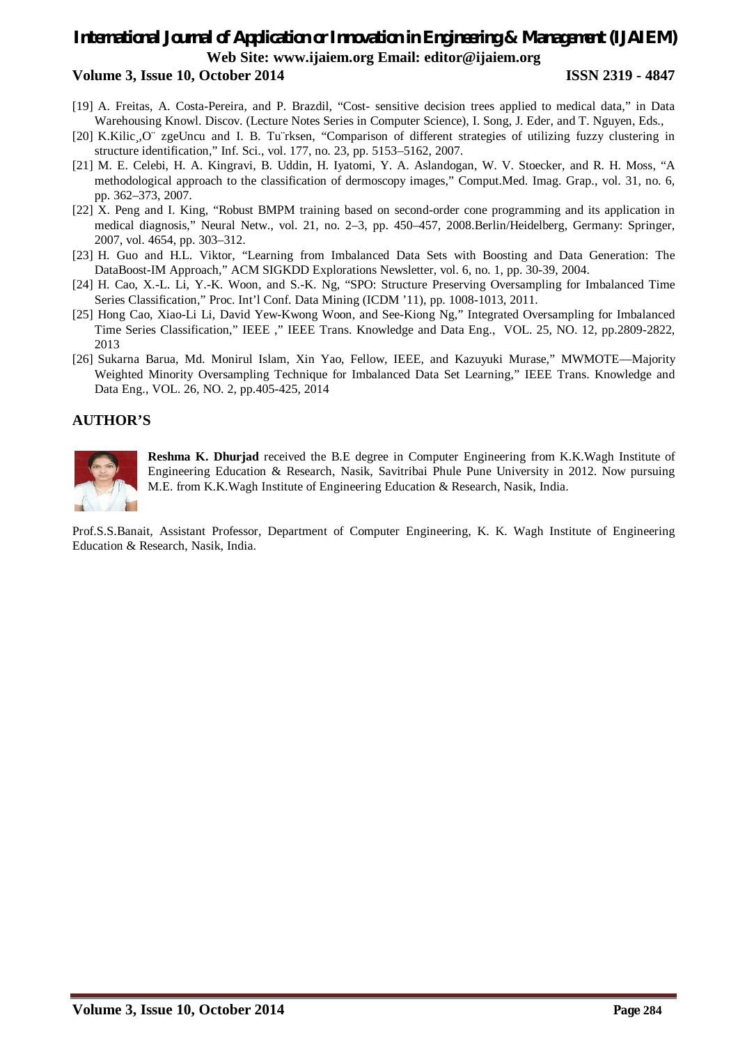[19] A. Freitas, A. Costa-Pereira, and P. Brazdil, "Cost- sensitive decision trees applied to medical data," in Data Warehousing Knowl. Discov. (Lecture Notes Series in Computer Science), I. Song, J. Eder, and T. Nguyen, Eds.,

[20] K.Kilic¸,O¨ zgeUncu and I. B. Tu¨rksen, "Comparison of different strategies of utilizing fuzzy clustering in structure identification," Inf. Sci., vol. 177, no. 23, pp. 5153–5162, 2007.

[21] M. E. Celebi, H. A. Kingravi, B. Uddin, H. Iyatomi, Y. A. Aslandogan, W. V. Stoecker, and R. H. Moss, "A methodological approach to the classification of dermoscopy images," Comput.Med. Imag. Grap., vol. 31, no. 6, pp. 362–373, 2007.

[22] X. Peng and I. King, "Robust BMPM training based on second-order cone programming and its application in medical diagnosis," Neural Netw., vol. 21, no. 2–3, pp. 450–457, 2008.Berlin/Heidelberg, Germany: Springer, 2007, vol. 4654, pp. 303–312.

[23] H. Guo and H.L. Viktor, "Learning from Imbalanced Data Sets with Boosting and Data Generation: The DataBoost-IM Approach," ACM SIGKDD Explorations Newsletter, vol. 6, no. 1, pp. 30-39, 2004.

[24] H. Cao, X.-L. Li, Y.-K. Woon, and S.-K. Ng, "SPO: Structure Preserving Oversampling for Imbalanced Time Series Classification," Proc. Int'l Conf. Data Mining (ICDM '11), pp. 1008-1013, 2011.

[25] Hong Cao, Xiao-Li Li, David Yew-Kwong Woon, and See-Kiong Ng," Integrated Oversampling for Imbalanced Time Series Classification," IEEE ," IEEE Trans. Knowledge and Data Eng., VOL. 25, NO. 12, pp.2809-2822, 2013

[26] Sukarna Barua, Md. Monirul Islam, Xin Yao, Fellow, IEEE, and Kazuyuki Murase," MWMOTE—Majority Weighted Minority Oversampling Technique for Imbalanced Data Set Learning," IEEE Trans. Knowledge and Data Eng., VOL. 26, NO. 2, pp.405-425, 2014

## AUTHOR'S

**Reshma K. Dhurjad** received the B.E degree in Computer Engineering from K.K.Wagh Institute of Engineering Education & Research, Nasik, Savitribai Phule Pune University in 2012. Now pursuing M.E. from K.K.Wagh Institute of Engineering Education & Research, Nasik, India.

Prof.S.S.Banait, Assistant Professor, Department of Computer Engineering, K. K. Wagh Institute of Engineering Education & Research, Nasik, India.